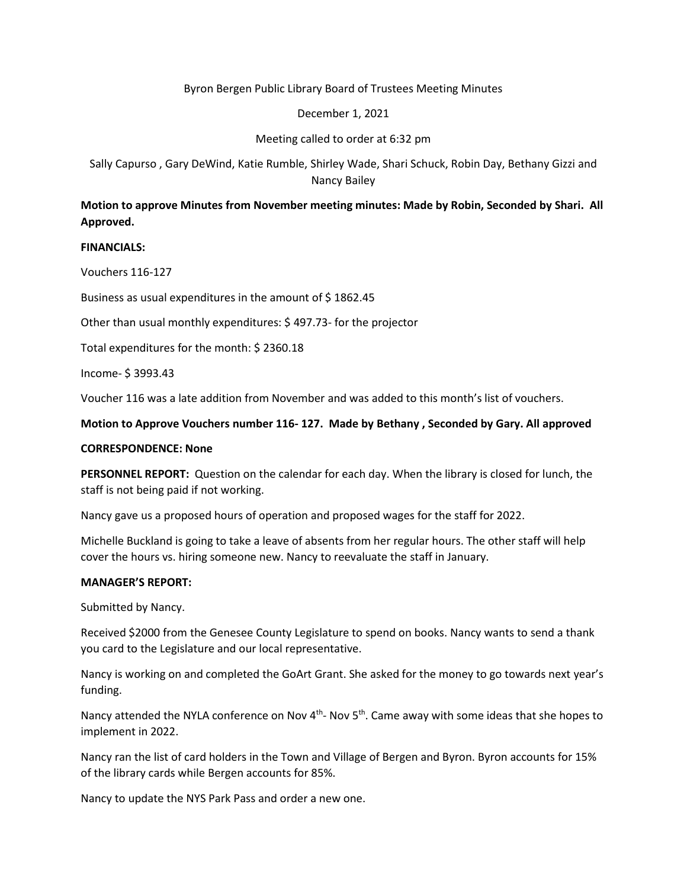Byron Bergen Public Library Board of Trustees Meeting Minutes

December 1, 2021

Meeting called to order at 6:32 pm

Sally Capurso , Gary DeWind, Katie Rumble, Shirley Wade, Shari Schuck, Robin Day, Bethany Gizzi and Nancy Bailey

**Motion to approve Minutes from November meeting minutes: Made by Robin, Seconded by Shari. All Approved.**

**FINANCIALS:**

Vouchers 116-127

Business as usual expenditures in the amount of $ 1862.45

Other than usual monthly expenditures: $ 497.73- for the projector

Total expenditures for the month: $ 2360.18

Income- $ 3993.43

Voucher 116 was a late addition from November and was added to this month's list of vouchers.

**Motion to Approve Vouchers number 116- 127. Made by Bethany , Seconded by Gary. All approved**

**CORRESPONDENCE: None**

**PERSONNEL REPORT:** Question on the calendar for each day. When the library is closed for lunch, the staff is not being paid if not working.

Nancy gave us a proposed hours of operation and proposed wages for the staff for 2022.

Michelle Buckland is going to take a leave of absents from her regular hours. The other staff will help cover the hours vs. hiring someone new. Nancy to reevaluate the staff in January.

**MANAGER'S REPORT:**

Submitted by Nancy.

Received $2000 from the Genesee County Legislature to spend on books. Nancy wants to send a thank you card to the Legislature and our local representative.

Nancy is working on and completed the GoArt Grant. She asked for the money to go towards next year's funding.

Nancy attended the NYLA conference on Nov 4th- Nov 5th. Came away with some ideas that she hopes to implement in 2022.

Nancy ran the list of card holders in the Town and Village of Bergen and Byron. Byron accounts for 15% of the library cards while Bergen accounts for 85%.

Nancy to update the NYS Park Pass and order a new one.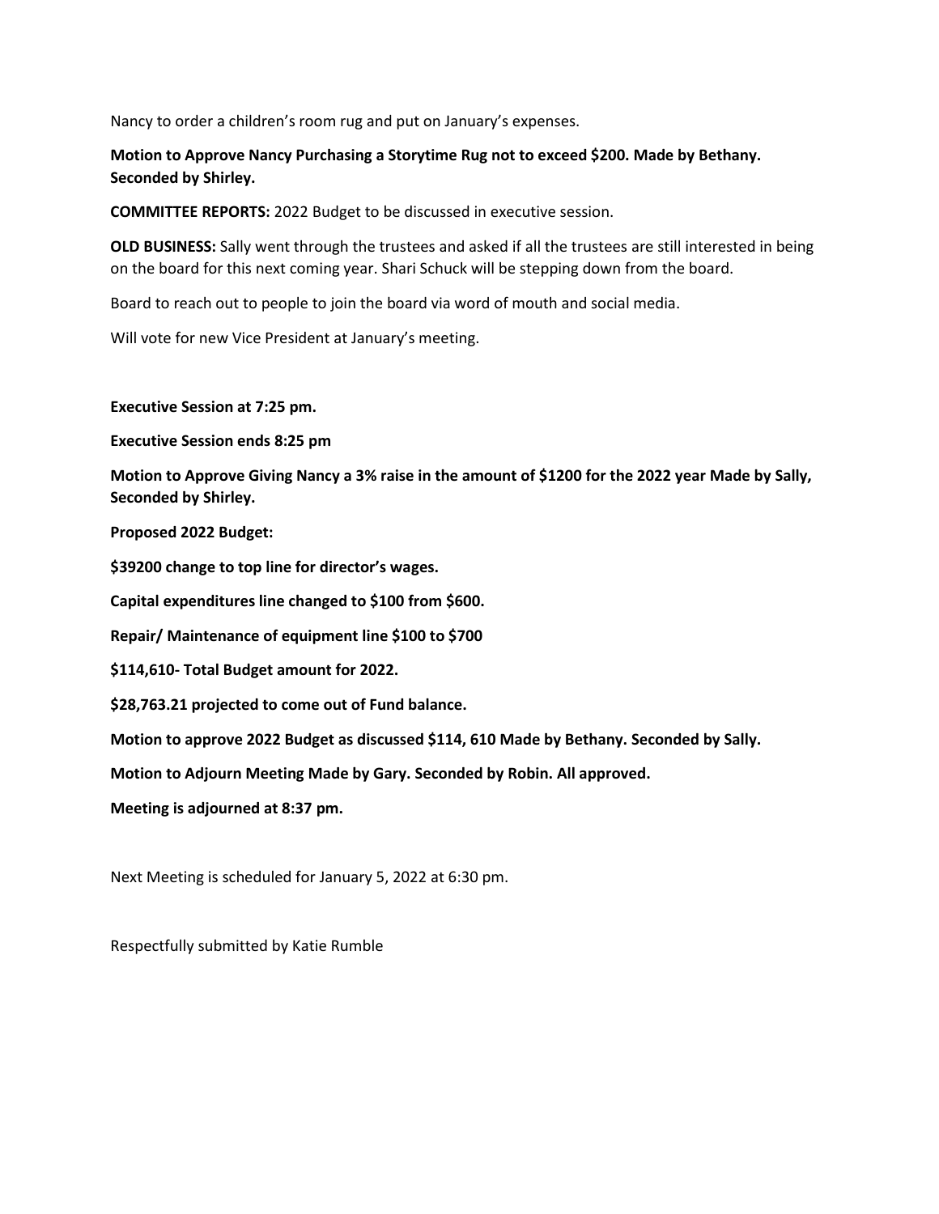Nancy to order a children's room rug and put on January's expenses.

**Motion to Approve Nancy Purchasing a Storytime Rug not to exceed $200. Made by Bethany. Seconded by Shirley.**

**COMMITTEE REPORTS:** 2022 Budget to be discussed in executive session.

**OLD BUSINESS:** Sally went through the trustees and asked if all the trustees are still interested in being on the board for this next coming year. Shari Schuck will be stepping down from the board.

Board to reach out to people to join the board via word of mouth and social media.

Will vote for new Vice President at January's meeting.

**Executive Session at 7:25 pm.**

**Executive Session ends 8:25 pm**

**Motion to Approve Giving Nancy a 3% raise in the amount of $1200 for the 2022 year Made by Sally, Seconded by Shirley.**

**Proposed 2022 Budget:**

**$39200 change to top line for director's wages.**

**Capital expenditures line changed to $100 from $600.**

**Repair/ Maintenance of equipment line $100 to $700**

**$114,610- Total Budget amount for 2022.**

**$28,763.21 projected to come out of Fund balance.**

**Motion to approve 2022 Budget as discussed $114, 610 Made by Bethany. Seconded by Sally.**

**Motion to Adjourn Meeting Made by Gary. Seconded by Robin. All approved.**

**Meeting is adjourned at 8:37 pm.**

Next Meeting is scheduled for January 5, 2022 at 6:30 pm.

Respectfully submitted by Katie Rumble